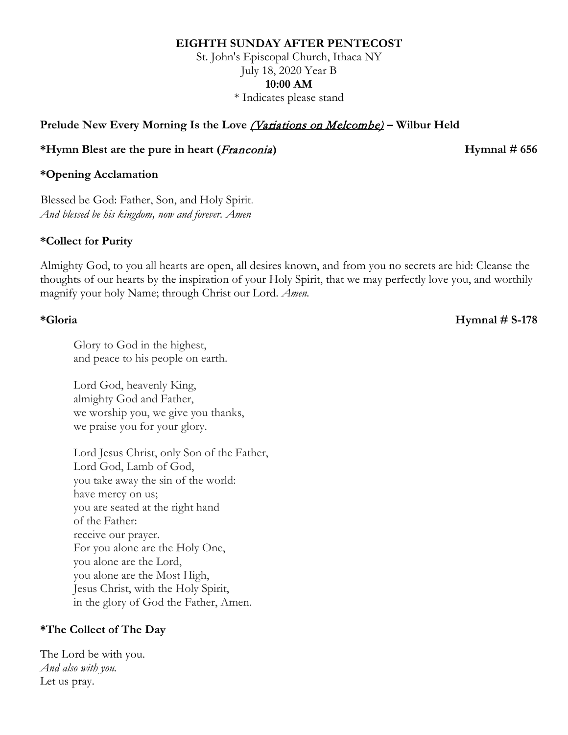**EIGHTH SUNDAY AFTER PENTECOST**

St. John's Episcopal Church, Ithaca NY
July 18, 2020 Year B
**10:00 AM**
* Indicates please stand

**Prelude New Every Morning Is the Love** *(Variations on Melcombe)* **– Wilbur Held**

**\*Hymn Blest are the pure in heart (*Franconia*)** **Hymnal # 656**

**\*Opening Acclamation**

Blessed be God: Father, Son, and Holy Spirit.
*And blessed be his kingdom, now and forever. Amen*

**\*Collect for Purity**

Almighty God, to you all hearts are open, all desires known, and from you no secrets are hid: Cleanse the thoughts of our hearts by the inspiration of your Holy Spirit, that we may perfectly love you, and worthily magnify your holy Name; through Christ our Lord. *Amen.*

**\*Gloria** **Hymnal # S-178**

Glory to God in the highest,
and peace to his people on earth.

Lord God, heavenly King,
almighty God and Father,
we worship you, we give you thanks,
we praise you for your glory.

Lord Jesus Christ, only Son of the Father,
Lord God, Lamb of God,
you take away the sin of the world:
have mercy on us;
you are seated at the right hand
of the Father:
receive our prayer.
For you alone are the Holy One,
you alone are the Lord,
you alone are the Most High,
Jesus Christ, with the Holy Spirit,
in the glory of God the Father, Amen.

**\*The Collect of The Day**

The Lord be with you.
*And also with you.*
Let us pray.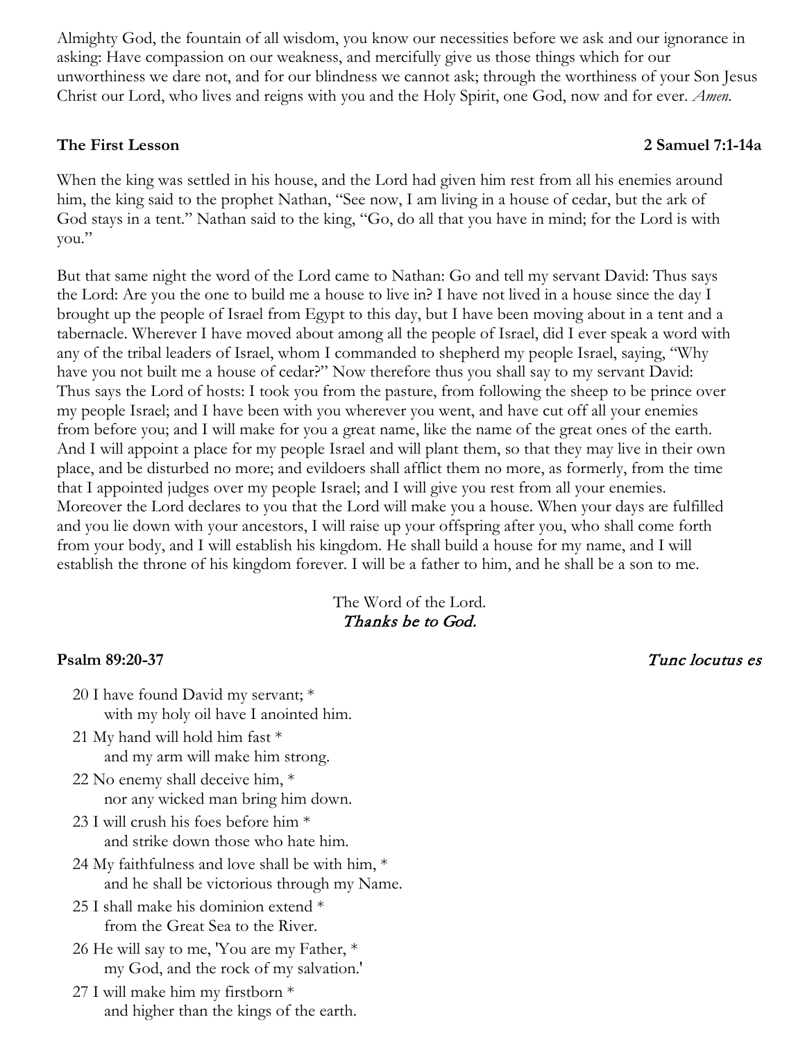Almighty God, the fountain of all wisdom, you know our necessities before we ask and our ignorance in asking: Have compassion on our weakness, and mercifully give us those things which for our unworthiness we dare not, and for our blindness we cannot ask; through the worthiness of your Son Jesus Christ our Lord, who lives and reigns with you and the Holy Spirit, one God, now and for ever. *Amen.*

**The First Lesson** **2 Samuel 7:1-14a**

When the king was settled in his house, and the Lord had given him rest from all his enemies around him, the king said to the prophet Nathan, "See now, I am living in a house of cedar, but the ark of God stays in a tent." Nathan said to the king, "Go, do all that you have in mind; for the Lord is with you."

But that same night the word of the Lord came to Nathan: Go and tell my servant David: Thus says the Lord: Are you the one to build me a house to live in? I have not lived in a house since the day I brought up the people of Israel from Egypt to this day, but I have been moving about in a tent and a tabernacle. Wherever I have moved about among all the people of Israel, did I ever speak a word with any of the tribal leaders of Israel, whom I commanded to shepherd my people Israel, saying, "Why have you not built me a house of cedar?" Now therefore thus you shall say to my servant David: Thus says the Lord of hosts: I took you from the pasture, from following the sheep to be prince over my people Israel; and I have been with you wherever you went, and have cut off all your enemies from before you; and I will make for you a great name, like the name of the great ones of the earth. And I will appoint a place for my people Israel and will plant them, so that they may live in their own place, and be disturbed no more; and evildoers shall afflict them no more, as formerly, from the time that I appointed judges over my people Israel; and I will give you rest from all your enemies. Moreover the Lord declares to you that the Lord will make you a house. When your days are fulfilled and you lie down with your ancestors, I will raise up your offspring after you, who shall come forth from your body, and I will establish his kingdom. He shall build a house for my name, and I will establish the throne of his kingdom forever. I will be a father to him, and he shall be a son to me.

The Word of the Lord.
*Thanks be to God.*

**Psalm 89:20-37** *Tunc locutus es*

20 I have found David my servant; *
with my holy oil have I anointed him.

21 My hand will hold him fast *
and my arm will make him strong.

22 No enemy shall deceive him, *
nor any wicked man bring him down.

23 I will crush his foes before him *
and strike down those who hate him.

24 My faithfulness and love shall be with him, *
and he shall be victorious through my Name.

25 I shall make his dominion extend *
from the Great Sea to the River.

26 He will say to me, 'You are my Father, *
my God, and the rock of my salvation.'

27 I will make him my firstborn *
and higher than the kings of the earth.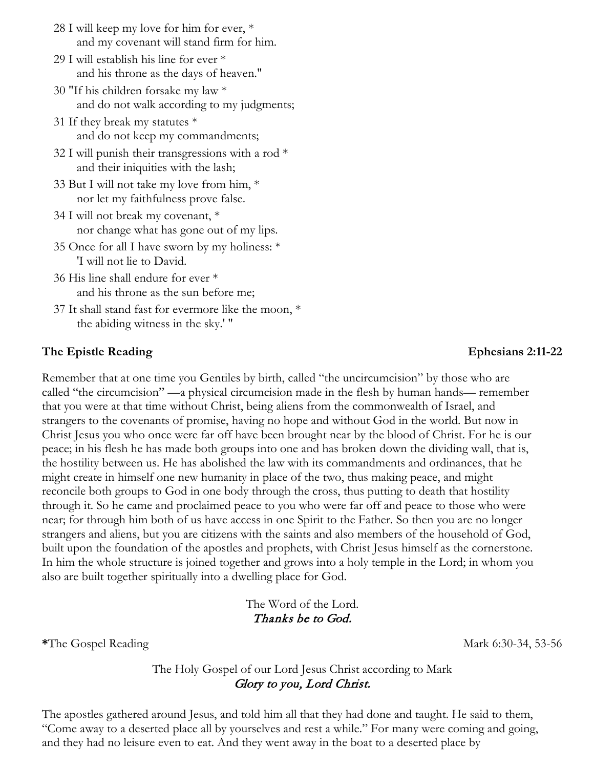28 I will keep my love for him for ever, *
    and my covenant will stand firm for him.

29 I will establish his line for ever *
    and his throne as the days of heaven."

30 "If his children forsake my law *
    and do not walk according to my judgments;

31 If they break my statutes *
    and do not keep my commandments;

32 I will punish their transgressions with a rod *
    and their iniquities with the lash;

33 But I will not take my love from him, *
    nor let my faithfulness prove false.

34 I will not break my covenant, *
    nor change what has gone out of my lips.

35 Once for all I have sworn by my holiness: *
    'I will not lie to David.

36 His line shall endure for ever *
    and his throne as the sun before me;

37 It shall stand fast for evermore like the moon, *
    the abiding witness in the sky.' "

**The Epistle Reading** **Ephesians 2:11-22**

Remember that at one time you Gentiles by birth, called "the uncircumcision" by those who are called "the circumcision" —a physical circumcision made in the flesh by human hands— remember that you were at that time without Christ, being aliens from the commonwealth of Israel, and strangers to the covenants of promise, having no hope and without God in the world. But now in Christ Jesus you who once were far off have been brought near by the blood of Christ. For he is our peace; in his flesh he has made both groups into one and has broken down the dividing wall, that is, the hostility between us. He has abolished the law with its commandments and ordinances, that he might create in himself one new humanity in place of the two, thus making peace, and might reconcile both groups to God in one body through the cross, thus putting to death that hostility through it. So he came and proclaimed peace to you who were far off and peace to those who were near; for through him both of us have access in one Spirit to the Father. So then you are no longer strangers and aliens, but you are citizens with the saints and also members of the household of God, built upon the foundation of the apostles and prophets, with Christ Jesus himself as the cornerstone. In him the whole structure is joined together and grows into a holy temple in the Lord; in whom you also are built together spiritually into a dwelling place for God.

The Word of the Lord.
*Thanks be to God.*

**\***The Gospel Reading Mark 6:30-34, 53-56

The Holy Gospel of our Lord Jesus Christ according to Mark
*Glory to you, Lord Christ.*

The apostles gathered around Jesus, and told him all that they had done and taught. He said to them, "Come away to a deserted place all by yourselves and rest a while." For many were coming and going, and they had no leisure even to eat. And they went away in the boat to a deserted place by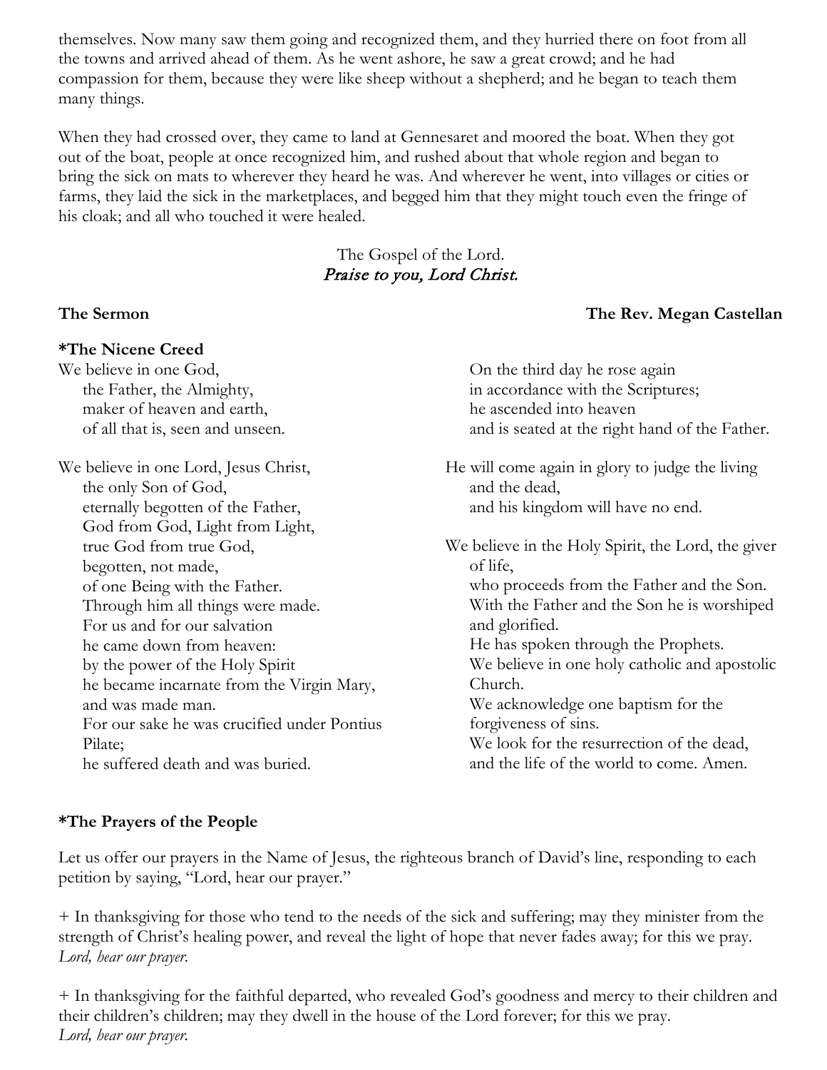themselves. Now many saw them going and recognized them, and they hurried there on foot from all the towns and arrived ahead of them. As he went ashore, he saw a great crowd; and he had compassion for them, because they were like sheep without a shepherd; and he began to teach them many things.

When they had crossed over, they came to land at Gennesaret and moored the boat. When they got out of the boat, people at once recognized him, and rushed about that whole region and began to bring the sick on mats to wherever they heard he was. And wherever he went, into villages or cities or farms, they laid the sick in the marketplaces, and begged him that they might touch even the fringe of his cloak; and all who touched it were healed.

The Gospel of the Lord.
*Praise to you, Lord Christ.*

**The Sermon** **The Rev. Megan Castellan**

**\*The Nicene Creed**

We believe in one God,
the Father, the Almighty,
maker of heaven and earth,
of all that is, seen and unseen.

We believe in one Lord, Jesus Christ,
the only Son of God,
eternally begotten of the Father,
God from God, Light from Light,
true God from true God,
begotten, not made,
of one Being with the Father.
Through him all things were made.
For us and for our salvation
he came down from heaven:
by the power of the Holy Spirit
he became incarnate from the Virgin Mary,
and was made man.
For our sake he was crucified under Pontius Pilate;
he suffered death and was buried.
On the third day he rose again
in accordance with the Scriptures;
he ascended into heaven
and is seated at the right hand of the Father.
He will come again in glory to judge the living and the dead,
and his kingdom will have no end.

We believe in the Holy Spirit, the Lord, the giver of life,
who proceeds from the Father and the Son.
With the Father and the Son he is worshiped and glorified.
He has spoken through the Prophets.
We believe in one holy catholic and apostolic Church.
We acknowledge one baptism for the forgiveness of sins.
We look for the resurrection of the dead,
and the life of the world to come. Amen.

**\*The Prayers of the People**

Let us offer our prayers in the Name of Jesus, the righteous branch of David's line, responding to each petition by saying, "Lord, hear our prayer."

\+ In thanksgiving for those who tend to the needs of the sick and suffering; may they minister from the strength of Christ's healing power, and reveal the light of hope that never fades away; for this we pray.
*Lord, hear our prayer.*

\+ In thanksgiving for the faithful departed, who revealed God's goodness and mercy to their children and their children's children; may they dwell in the house of the Lord forever; for this we pray.
*Lord, hear our prayer.*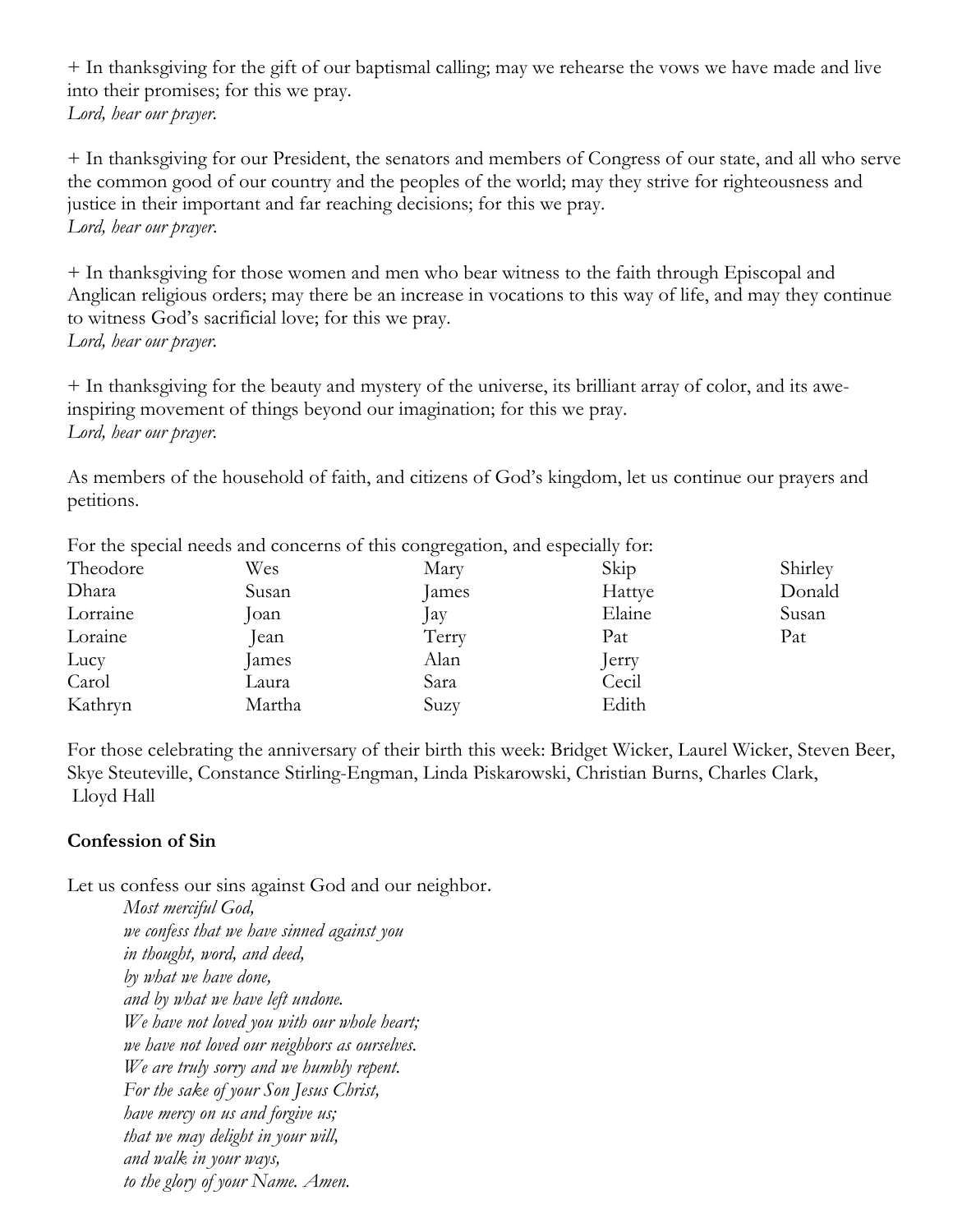+ In thanksgiving for the gift of our baptismal calling; may we rehearse the vows we have made and live into their promises; for this we pray.
*Lord, hear our prayer.*

+ In thanksgiving for our President, the senators and members of Congress of our state, and all who serve the common good of our country and the peoples of the world; may they strive for righteousness and justice in their important and far reaching decisions; for this we pray.
*Lord, hear our prayer.*

+ In thanksgiving for those women and men who bear witness to the faith through Episcopal and Anglican religious orders; may there be an increase in vocations to this way of life, and may they continue to witness God's sacrificial love; for this we pray.
*Lord, hear our prayer.*

+ In thanksgiving for the beauty and mystery of the universe, its brilliant array of color, and its awe-inspiring movement of things beyond our imagination; for this we pray.
*Lord, hear our prayer.*

As members of the household of faith, and citizens of God's kingdom, let us continue our prayers and petitions.

For the special needs and concerns of this congregation, and especially for:

| | | | | |
|---|---|---|---|---|
| Theodore | Wes | Mary | Skip | Shirley |
| Dhara | Susan | James | Hattye | Donald |
| Lorraine | Joan | Jay | Elaine | Susan |
| Loraine | Jean | Terry | Pat | Pat |
| Lucy | James | Alan | Jerry | |
| Carol | Laura | Sara | Cecil | |
| Kathryn | Martha | Suzy | Edith | |

For those celebrating the anniversary of their birth this week: Bridget Wicker, Laurel Wicker, Steven Beer, Skye Steuteville, Constance Stirling-Engman, Linda Piskarowski, Christian Burns, Charles Clark, Lloyd Hall

**Confession of Sin**

Let us confess our sins against God and our neighbor.

*Most merciful God,*
*we confess that we have sinned against you*
*in thought, word, and deed,*
*by what we have done,*
*and by what we have left undone.*
*We have not loved you with our whole heart;*
*we have not loved our neighbors as ourselves.*
*We are truly sorry and we humbly repent.*
*For the sake of your Son Jesus Christ,*
*have mercy on us and forgive us;*
*that we may delight in your will,*
*and walk in your ways,*
*to the glory of your Name. Amen.*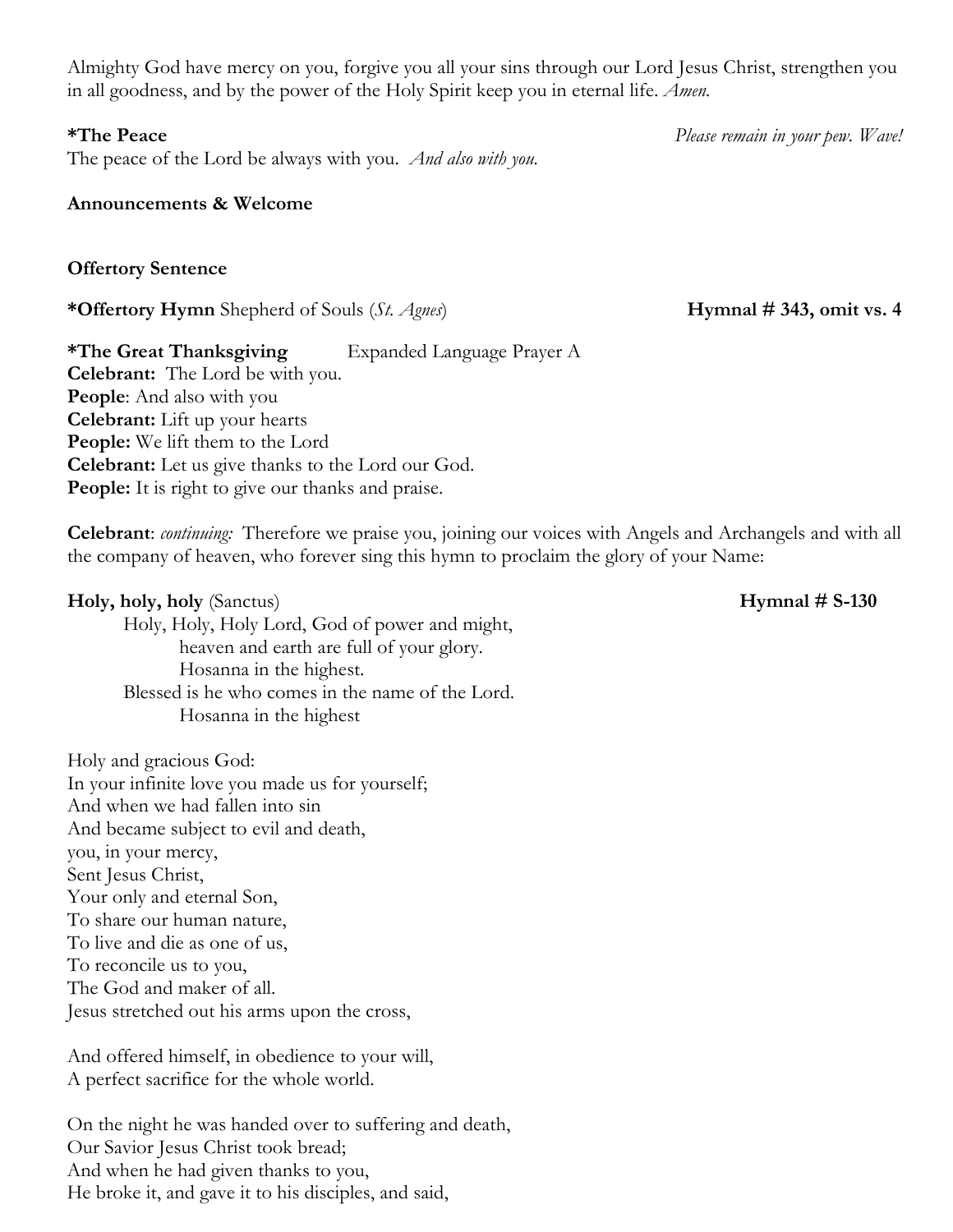Almighty God have mercy on you, forgive you all your sins through our Lord Jesus Christ, strengthen you in all goodness, and by the power of the Holy Spirit keep you in eternal life. *Amen.*

**\*The Peace** *Please remain in your pew. Wave!*

The peace of the Lord be always with you. *And also with you.*

**Announcements & Welcome**

**Offertory Sentence**

**\*Offertory Hymn** Shepherd of Souls (*St. Agnes*) **Hymnal # 343, omit vs. 4**

**\*The Great Thanksgiving** Expanded Language Prayer A

**Celebrant:** The Lord be with you.
**People**: And also with you
**Celebrant:** Lift up your hearts
**People:** We lift them to the Lord
**Celebrant:** Let us give thanks to the Lord our God.
**People:** It is right to give our thanks and praise.

**Celebrant**: *continuing:* Therefore we praise you, joining our voices with Angels and Archangels and with all the company of heaven, who forever sing this hymn to proclaim the glory of your Name:

**Holy, holy, holy** (Sanctus) **Hymnal # S-130**

Holy, Holy, Holy Lord, God of power and might,
heaven and earth are full of your glory.
Hosanna in the highest.
Blessed is he who comes in the name of the Lord.
Hosanna in the highest

Holy and gracious God:
In your infinite love you made us for yourself;
And when we had fallen into sin
And became subject to evil and death,
you, in your mercy,
Sent Jesus Christ,
Your only and eternal Son,
To share our human nature,
To live and die as one of us,
To reconcile us to you,
The God and maker of all.
Jesus stretched out his arms upon the cross,

And offered himself, in obedience to your will,
A perfect sacrifice for the whole world.

On the night he was handed over to suffering and death,
Our Savior Jesus Christ took bread;
And when he had given thanks to you,
He broke it, and gave it to his disciples, and said,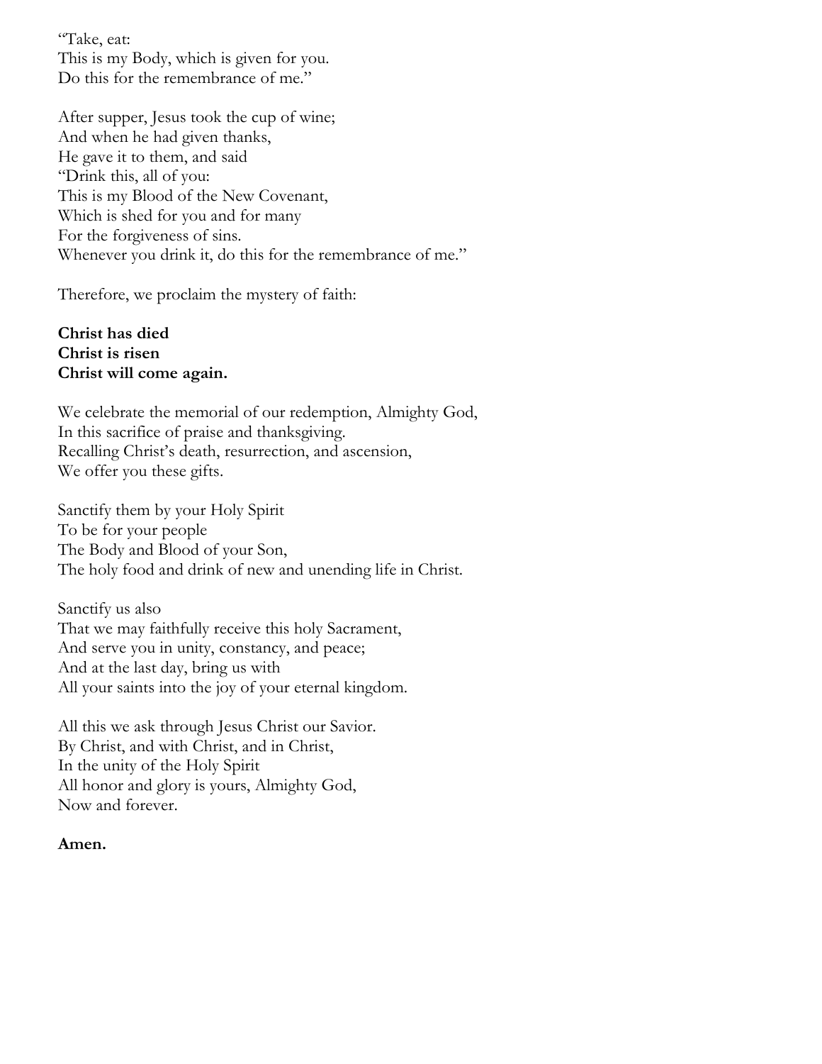"Take, eat:  
This is my Body, which is given for you.  
Do this for the remembrance of me."

After supper, Jesus took the cup of wine;  
And when he had given thanks,  
He gave it to them, and said  
"Drink this, all of you:  
This is my Blood of the New Covenant,  
Which is shed for you and for many  
For the forgiveness of sins.  
Whenever you drink it, do this for the remembrance of me."

Therefore, we proclaim the mystery of faith:

**Christ has died**  
**Christ is risen**  
**Christ will come again.**

We celebrate the memorial of our redemption, Almighty God,  
In this sacrifice of praise and thanksgiving.  
Recalling Christ's death, resurrection, and ascension,  
We offer you these gifts.

Sanctify them by your Holy Spirit  
To be for your people  
The Body and Blood of your Son,  
The holy food and drink of new and unending life in Christ.

Sanctify us also  
That we may faithfully receive this holy Sacrament,  
And serve you in unity, constancy, and peace;  
And at the last day, bring us with  
All your saints into the joy of your eternal kingdom.

All this we ask through Jesus Christ our Savior.  
By Christ, and with Christ, and in Christ,  
In the unity of the Holy Spirit  
All honor and glory is yours, Almighty God,  
Now and forever.

**Amen.**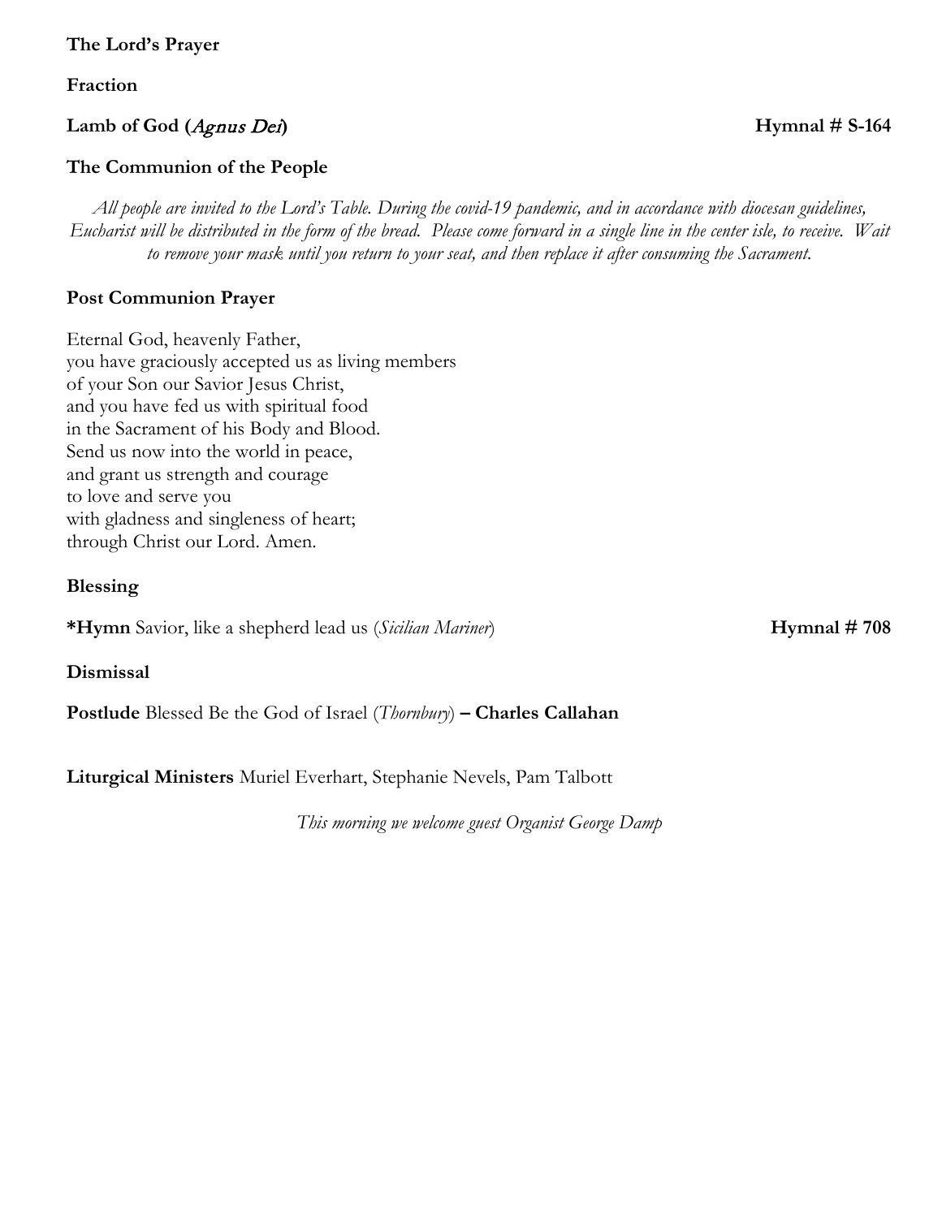**The Lord's Prayer**

**Fraction**

**Lamb of God (*Agnus Dei*)** **Hymnal # S-164**

**The Communion of the People**

*All people are invited to the Lord's Table. During the covid-19 pandemic, and in accordance with diocesan guidelines, Eucharist will be distributed in the form of the bread. Please come forward in a single line in the center isle, to receive. Wait to remove your mask until you return to your seat, and then replace it after consuming the Sacrament.*

**Post Communion Prayer**

Eternal God, heavenly Father,
you have graciously accepted us as living members
of your Son our Savior Jesus Christ,
and you have fed us with spiritual food
in the Sacrament of his Body and Blood.
Send us now into the world in peace,
and grant us strength and courage
to love and serve you
with gladness and singleness of heart;
through Christ our Lord. Amen.

**Blessing**

***Hymn** Savior, like a shepherd lead us (*Sicilian Mariner*) **Hymnal # 708**

**Dismissal**

**Postlude** Blessed Be the God of Israel (*Thornbury*) **– Charles Callahan**

**Liturgical Ministers** Muriel Everhart, Stephanie Nevels, Pam Talbott

*This morning we welcome guest Organist George Damp*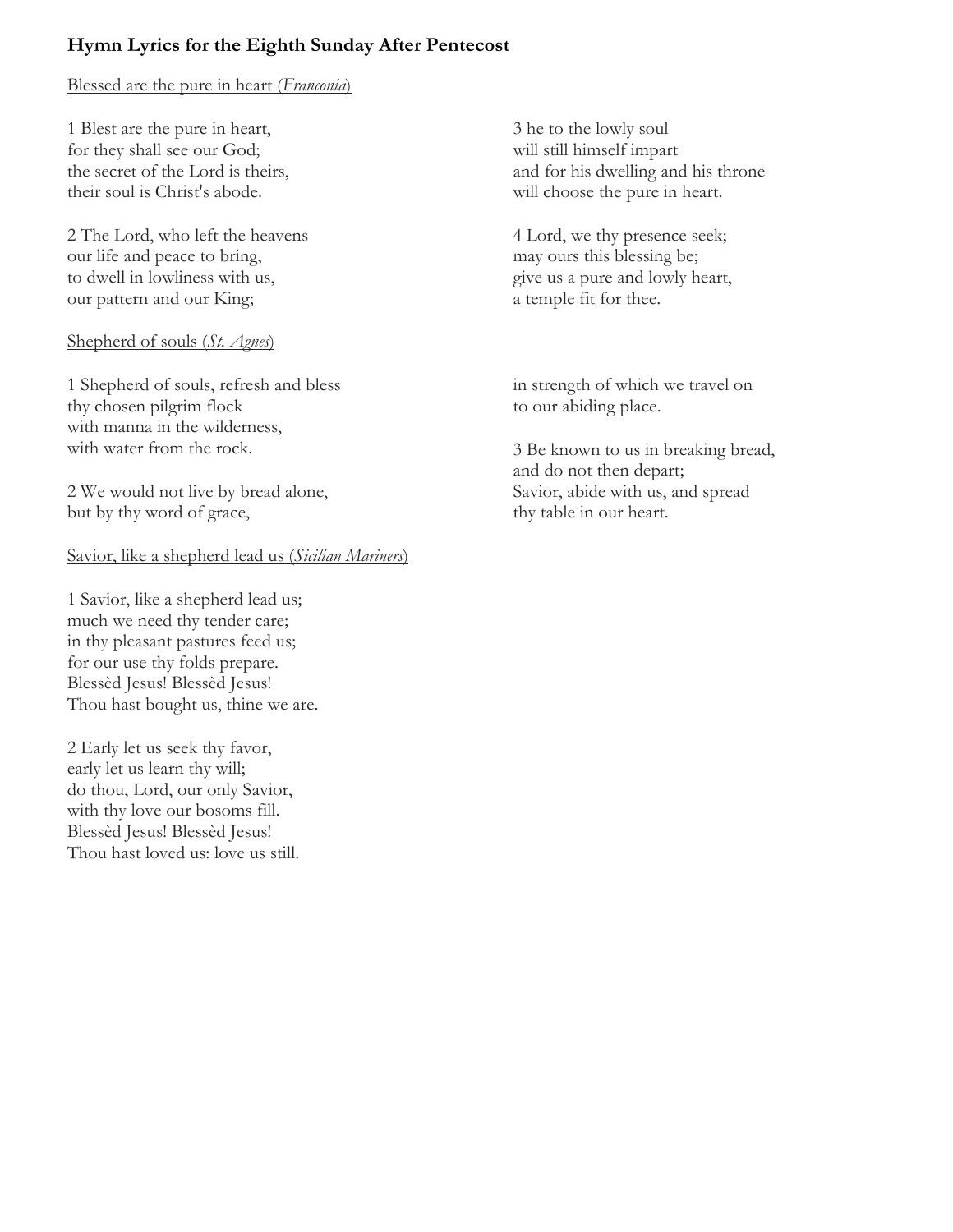# Hymn Lyrics for the Eighth Sunday After Pentecost

Blessed are the pure in heart (*Franconia*)

1 Blest are the pure in heart,
for they shall see our God;
the secret of the Lord is theirs,
their soul is Christ's abode.

2 The Lord, who left the heavens
our life and peace to bring,
to dwell in lowliness with us,
our pattern and our King;

3 he to the lowly soul
will still himself impart
and for his dwelling and his throne
will choose the pure in heart.

4 Lord, we thy presence seek;
may ours this blessing be;
give us a pure and lowly heart,
a temple fit for thee.

Shepherd of souls (*St. Agnes*)

1 Shepherd of souls, refresh and bless
thy chosen pilgrim flock
with manna in the wilderness,
with water from the rock.

2 We would not live by bread alone,
but by thy word of grace,
in strength of which we travel on
to our abiding place.

3 Be known to us in breaking bread,
and do not then depart;
Savior, abide with us, and spread
thy table in our heart.

Savior, like a shepherd lead us (*Sicilian Mariners*)

1 Savior, like a shepherd lead us;
much we need thy tender care;
in thy pleasant pastures feed us;
for our use thy folds prepare.
Blessèd Jesus! Blessèd Jesus!
Thou hast bought us, thine we are.

2 Early let us seek thy favor,
early let us learn thy will;
do thou, Lord, our only Savior,
with thy love our bosoms fill.
Blessèd Jesus! Blessèd Jesus!
Thou hast loved us: love us still.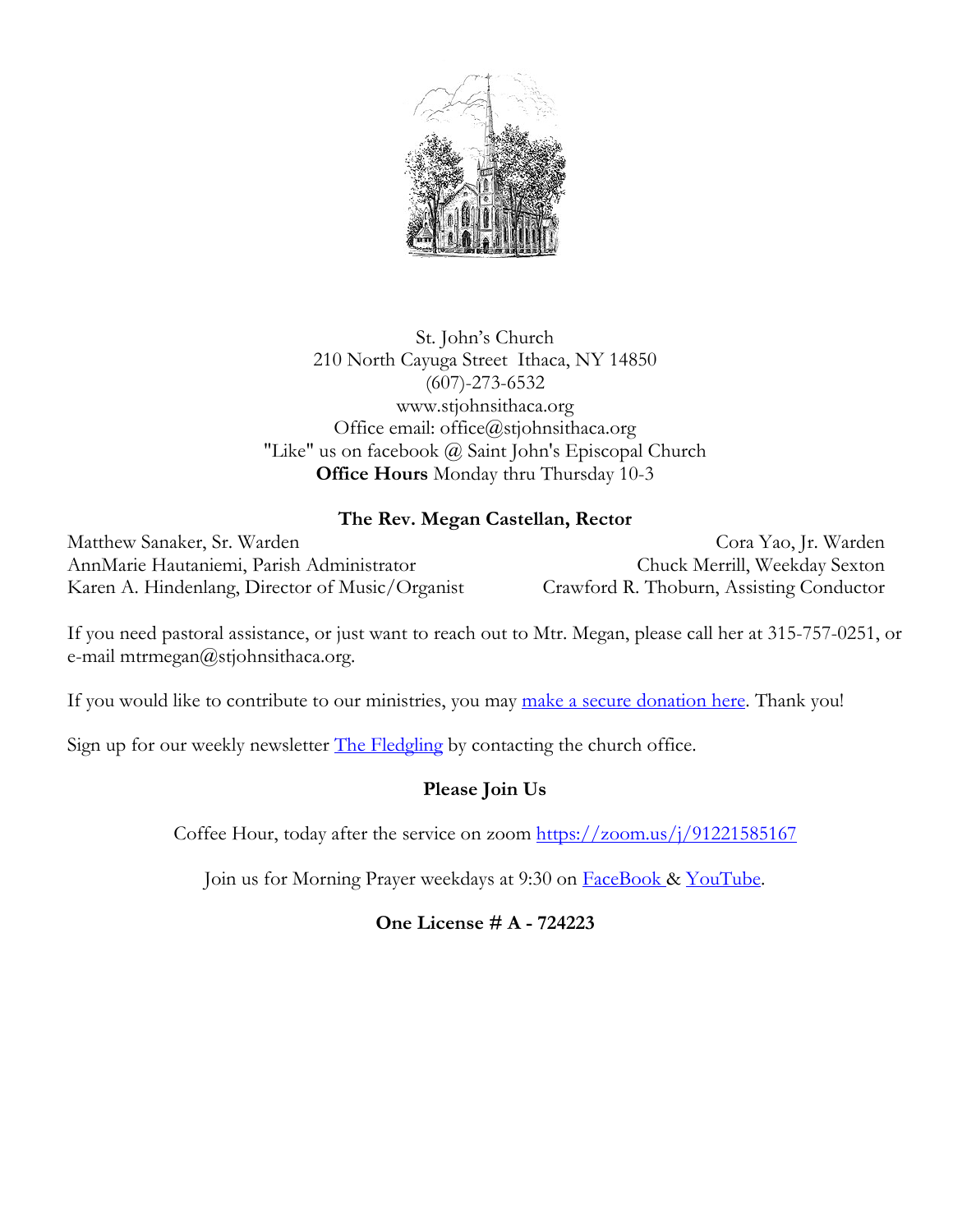St. John's Church
210 North Cayuga Street Ithaca, NY 14850
(607)-273-6532
www.stjohnsithaca.org
Office email: office@stjohnsithaca.org
"Like" us on facebook @ Saint John's Episcopal Church
**Office Hours** Monday thru Thursday 10-3

**The Rev. Megan Castellan, Rector**

Matthew Sanaker, Sr. Warden
Cora Yao, Jr. Warden
AnnMarie Hautaniemi, Parish Administrator
Chuck Merrill, Weekday Sexton
Karen A. Hindenlang, Director of Music/Organist
Crawford R. Thoburn, Assisting Conductor

If you need pastoral assistance, or just want to reach out to Mtr. Megan, please call her at 315-757-0251, or e-mail mtrmegan@stjohnsithaca.org.

If you would like to contribute to our ministries, you may make a secure donation here. Thank you!

Sign up for our weekly newsletter The Fledgling by contacting the church office.

**Please Join Us**

Coffee Hour, today after the service on zoom https://zoom.us/j/91221585167

Join us for Morning Prayer weekdays at 9:30 on FaceBook & YouTube.

**One License # A - 724223**